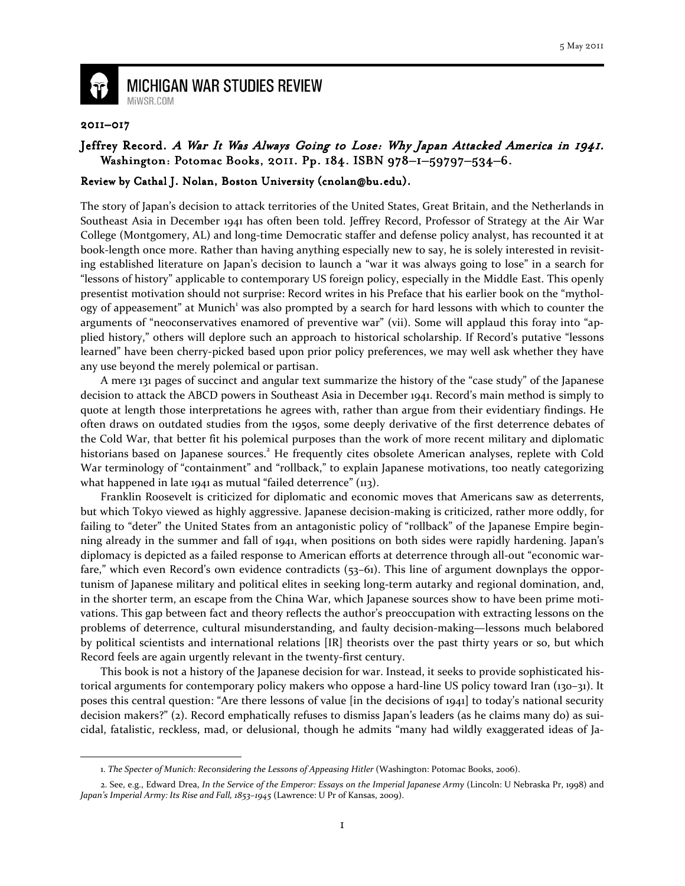# MICHIGAN WAR STUDIES REVIEW

MiWSR.COM

2011–017

**Jeffrey Record. *A War It Was Always Going to Lose: Why Japan Attacked America in 1941*. Washington: Potomac Books, 2011. Pp. 184. ISBN 978–1–59797–534–6.**

**Review by Cathal J. Nolan, Boston University (cnolan@bu.edu).**

The story of Japan's decision to attack territories of the United States, Great Britain, and the Netherlands in Southeast Asia in December 1941 has often been told. Jeffrey Record, Professor of Strategy at the Air War College (Montgomery, AL) and long-time Democratic staffer and defense policy analyst, has recounted it at book-length once more. Rather than having anything especially new to say, he is solely interested in revisiting established literature on Japan's decision to launch a "war it was always going to lose" in a search for "lessons of history" applicable to contemporary US foreign policy, especially in the Middle East. This openly presentist motivation should not surprise: Record writes in his Preface that his earlier book on the "mythology of appeasement" at Munich[1] was also prompted by a search for hard lessons with which to counter the arguments of "neoconservatives enamored of preventive war" (vii). Some will applaud this foray into "applied history," others will deplore such an approach to historical scholarship. If Record's putative "lessons learned" have been cherry-picked based upon prior policy preferences, we may well ask whether they have any use beyond the merely polemical or partisan.

A mere 131 pages of succinct and angular text summarize the history of the "case study" of the Japanese decision to attack the ABCD powers in Southeast Asia in December 1941. Record's main method is simply to quote at length those interpretations he agrees with, rather than argue from their evidentiary findings. He often draws on outdated studies from the 1950s, some deeply derivative of the first deterrence debates of the Cold War, that better fit his polemical purposes than the work of more recent military and diplomatic historians based on Japanese sources.[2] He frequently cites obsolete American analyses, replete with Cold War terminology of "containment" and "rollback," to explain Japanese motivations, too neatly categorizing what happened in late 1941 as mutual "failed deterrence" (113).

Franklin Roosevelt is criticized for diplomatic and economic moves that Americans saw as deterrents, but which Tokyo viewed as highly aggressive. Japanese decision-making is criticized, rather more oddly, for failing to "deter" the United States from an antagonistic policy of "rollback" of the Japanese Empire beginning already in the summer and fall of 1941, when positions on both sides were rapidly hardening. Japan's diplomacy is depicted as a failed response to American efforts at deterrence through all-out "economic warfare," which even Record's own evidence contradicts (53–61). This line of argument downplays the opportunism of Japanese military and political elites in seeking long-term autarky and regional domination, and, in the shorter term, an escape from the China War, which Japanese sources show to have been prime motivations. This gap between fact and theory reflects the author's preoccupation with extracting lessons on the problems of deterrence, cultural misunderstanding, and faulty decision-making—lessons much belabored by political scientists and international relations [IR] theorists over the past thirty years or so, but which Record feels are again urgently relevant in the twenty-first century.

This book is not a history of the Japanese decision for war. Instead, it seeks to provide sophisticated historical arguments for contemporary policy makers who oppose a hard-line US policy toward Iran (130–31). It poses this central question: "Are there lessons of value [in the decisions of 1941] to today's national security decision makers?" (2). Record emphatically refuses to dismiss Japan's leaders (as he claims many do) as suicidal, fatalistic, reckless, mad, or delusional, though he admits "many had wildly exaggerated ideas of Ja-

---

1. *The Specter of Munich: Reconsidering the Lessons of Appeasing Hitler* (Washington: Potomac Books, 2006).

2. See, e.g., Edward Drea, *In the Service of the Emperor: Essays on the Imperial Japanese Army* (Lincoln: U Nebraska Pr, 1998) and *Japan's Imperial Army: Its Rise and Fall, 1853–1945* (Lawrence: U Pr of Kansas, 2009).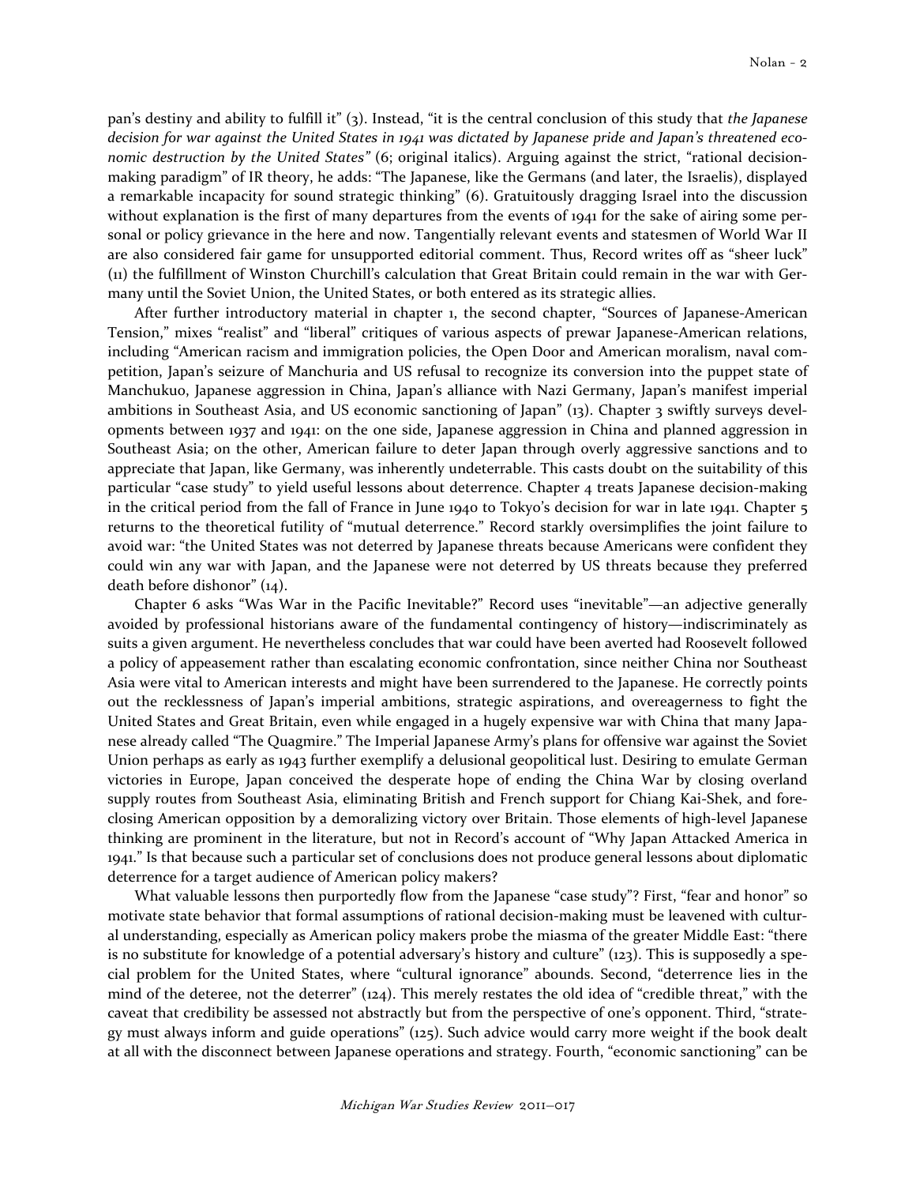pan's destiny and ability to fulfill it" (3). Instead, "it is the central conclusion of this study that *the Japanese decision for war against the United States in 1941 was dictated by Japanese pride and Japan's threatened economic destruction by the United States*" (6; original italics). Arguing against the strict, "rational decision-making paradigm" of IR theory, he adds: "The Japanese, like the Germans (and later, the Israelis), displayed a remarkable incapacity for sound strategic thinking" (6). Gratuitously dragging Israel into the discussion without explanation is the first of many departures from the events of 1941 for the sake of airing some personal or policy grievance in the here and now. Tangentially relevant events and statesmen of World War II are also considered fair game for unsupported editorial comment. Thus, Record writes off as "sheer luck" (11) the fulfillment of Winston Churchill's calculation that Great Britain could remain in the war with Germany until the Soviet Union, the United States, or both entered as its strategic allies.

After further introductory material in chapter 1, the second chapter, "Sources of Japanese-American Tension," mixes "realist" and "liberal" critiques of various aspects of prewar Japanese-American relations, including "American racism and immigration policies, the Open Door and American moralism, naval competition, Japan's seizure of Manchuria and US refusal to recognize its conversion into the puppet state of Manchukuo, Japanese aggression in China, Japan's alliance with Nazi Germany, Japan's manifest imperial ambitions in Southeast Asia, and US economic sanctioning of Japan" (13). Chapter 3 swiftly surveys developments between 1937 and 1941: on the one side, Japanese aggression in China and planned aggression in Southeast Asia; on the other, American failure to deter Japan through overly aggressive sanctions and to appreciate that Japan, like Germany, was inherently undeterrable. This casts doubt on the suitability of this particular "case study" to yield useful lessons about deterrence. Chapter 4 treats Japanese decision-making in the critical period from the fall of France in June 1940 to Tokyo's decision for war in late 1941. Chapter 5 returns to the theoretical futility of "mutual deterrence." Record starkly oversimplifies the joint failure to avoid war: "the United States was not deterred by Japanese threats because Americans were confident they could win any war with Japan, and the Japanese were not deterred by US threats because they preferred death before dishonor" (14).

Chapter 6 asks "Was War in the Pacific Inevitable?" Record uses "inevitable"—an adjective generally avoided by professional historians aware of the fundamental contingency of history—indiscriminately as suits a given argument. He nevertheless concludes that war could have been averted had Roosevelt followed a policy of appeasement rather than escalating economic confrontation, since neither China nor Southeast Asia were vital to American interests and might have been surrendered to the Japanese. He correctly points out the recklessness of Japan's imperial ambitions, strategic aspirations, and overeagerness to fight the United States and Great Britain, even while engaged in a hugely expensive war with China that many Japanese already called "The Quagmire." The Imperial Japanese Army's plans for offensive war against the Soviet Union perhaps as early as 1943 further exemplify a delusional geopolitical lust. Desiring to emulate German victories in Europe, Japan conceived the desperate hope of ending the China War by closing overland supply routes from Southeast Asia, eliminating British and French support for Chiang Kai-Shek, and foreclosing American opposition by a demoralizing victory over Britain. Those elements of high-level Japanese thinking are prominent in the literature, but not in Record's account of "Why Japan Attacked America in 1941." Is that because such a particular set of conclusions does not produce general lessons about diplomatic deterrence for a target audience of American policy makers?

What valuable lessons then purportedly flow from the Japanese "case study"? First, "fear and honor" so motivate state behavior that formal assumptions of rational decision-making must be leavened with cultural understanding, especially as American policy makers probe the miasma of the greater Middle East: "there is no substitute for knowledge of a potential adversary's history and culture" (123). This is supposedly a special problem for the United States, where "cultural ignorance" abounds. Second, "deterrence lies in the mind of the deteree, not the deterrer" (124). This merely restates the old idea of "credible threat," with the caveat that credibility be assessed not abstractly but from the perspective of one's opponent. Third, "strategy must always inform and guide operations" (125). Such advice would carry more weight if the book dealt at all with the disconnect between Japanese operations and strategy. Fourth, "economic sanctioning" can be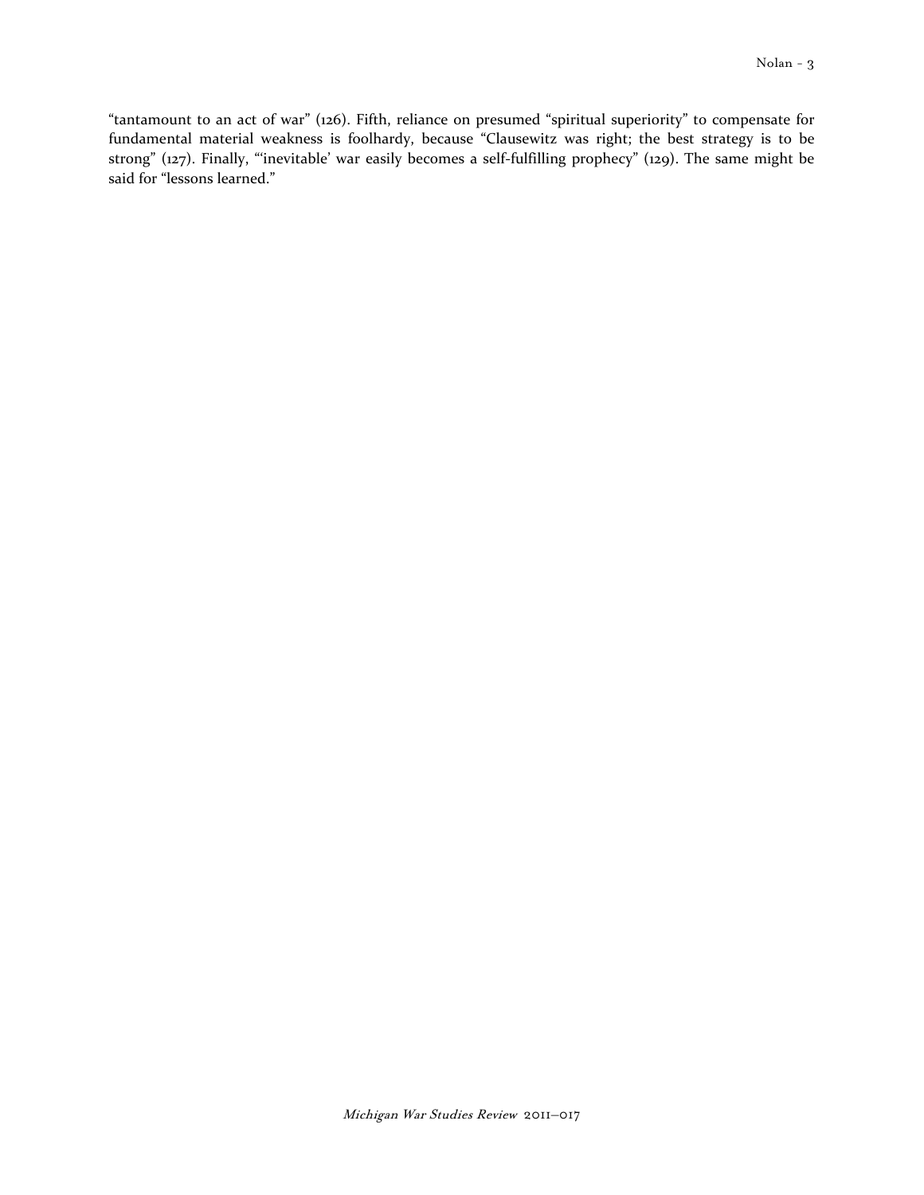"tantamount to an act of war" (126). Fifth, reliance on presumed "spiritual superiority" to compensate for fundamental material weakness is foolhardy, because "Clausewitz was right; the best strategy is to be strong" (127). Finally, "'inevitable' war easily becomes a self-fulfilling prophecy" (129). The same might be said for "lessons learned."